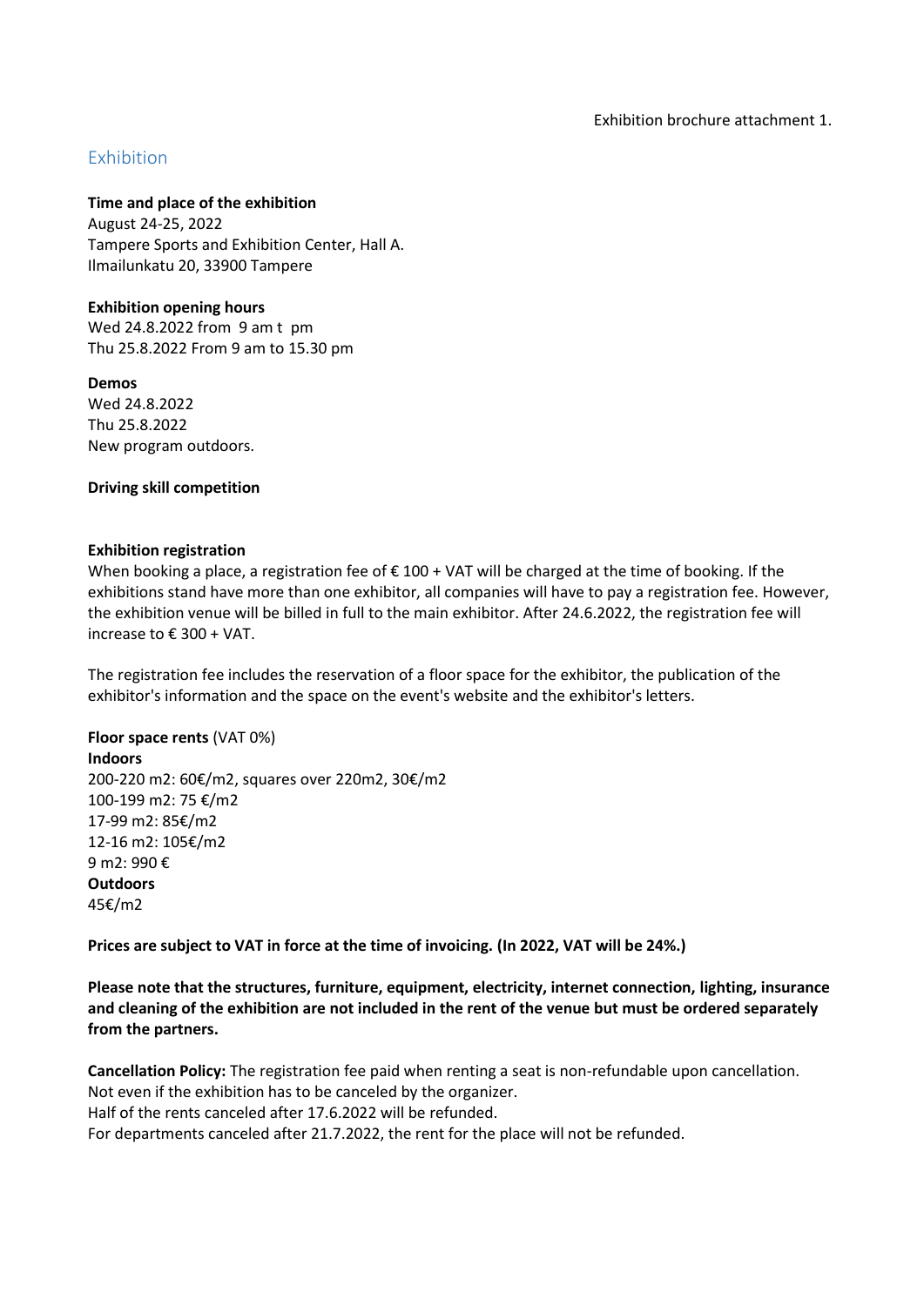Exhibition brochure attachment 1.

## Exhibition

**Time and place of the exhibition**
August 24-25, 2022
Tampere Sports and Exhibition Center, Hall A.
Ilmailunkatu 20, 33900 Tampere

**Exhibition opening hours**
Wed 24.8.2022 from 9 am t pm
Thu 25.8.2022 From 9 am to 15.30 pm

**Demos**
Wed 24.8.2022
Thu 25.8.2022
New program outdoors.

**Driving skill competition**

**Exhibition registration**
When booking a place, a registration fee of € 100 + VAT will be charged at the time of booking. If the exhibitions stand have more than one exhibitor, all companies will have to pay a registration fee. However, the exhibition venue will be billed in full to the main exhibitor. After 24.6.2022, the registration fee will increase to € 300 + VAT.

The registration fee includes the reservation of a floor space for the exhibitor, the publication of the exhibitor's information and the space on the event's website and the exhibitor's letters.

**Floor space rents** (VAT 0%)
**Indoors**
200-220 m2: 60€/m2, squares over 220m2, 30€/m2
100-199 m2: 75 €/m2
17-99 m2: 85€/m2
12-16 m2: 105€/m2
9 m2: 990 €
**Outdoors**
45€/m2

**Prices are subject to VAT in force at the time of invoicing. (In 2022, VAT will be 24%.)**

**Please note that the structures, furniture, equipment, electricity, internet connection, lighting, insurance and cleaning of the exhibition are not included in the rent of the venue but must be ordered separately from the partners.**

**Cancellation Policy:** The registration fee paid when renting a seat is non-refundable upon cancellation. Not even if the exhibition has to be canceled by the organizer.
Half of the rents canceled after 17.6.2022 will be refunded.
For departments canceled after 21.7.2022, the rent for the place will not be refunded.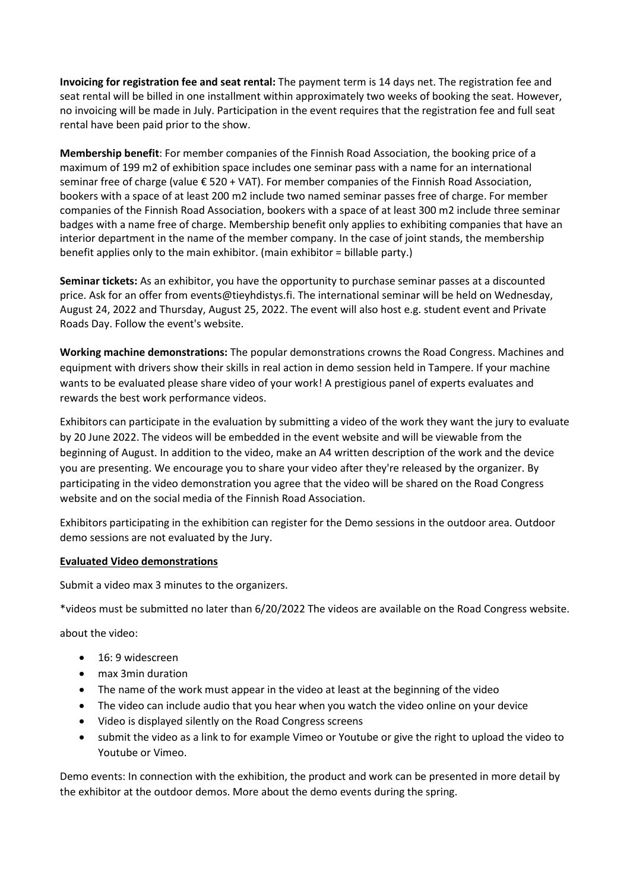**Invoicing for registration fee and seat rental:** The payment term is 14 days net. The registration fee and seat rental will be billed in one installment within approximately two weeks of booking the seat. However, no invoicing will be made in July. Participation in the event requires that the registration fee and full seat rental have been paid prior to the show.

**Membership benefit**: For member companies of the Finnish Road Association, the booking price of a maximum of 199 m2 of exhibition space includes one seminar pass with a name for an international seminar free of charge (value € 520 + VAT). For member companies of the Finnish Road Association, bookers with a space of at least 200 m2 include two named seminar passes free of charge. For member companies of the Finnish Road Association, bookers with a space of at least 300 m2 include three seminar badges with a name free of charge. Membership benefit only applies to exhibiting companies that have an interior department in the name of the member company. In the case of joint stands, the membership benefit applies only to the main exhibitor. (main exhibitor = billable party.)

**Seminar tickets:** As an exhibitor, you have the opportunity to purchase seminar passes at a discounted price. Ask for an offer from events@tieyhdistys.fi. The international seminar will be held on Wednesday, August 24, 2022 and Thursday, August 25, 2022. The event will also host e.g. student event and Private Roads Day. Follow the event's website.

**Working machine demonstrations:** The popular demonstrations crowns the Road Congress. Machines and equipment with drivers show their skills in real action in demo session held in Tampere. If your machine wants to be evaluated please share video of your work! A prestigious panel of experts evaluates and rewards the best work performance videos.

Exhibitors can participate in the evaluation by submitting a video of the work they want the jury to evaluate by 20 June 2022. The videos will be embedded in the event website and will be viewable from the beginning of August. In addition to the video, make an A4 written description of the work and the device you are presenting. We encourage you to share your video after they're released by the organizer. By participating in the video demonstration you agree that the video will be shared on the Road Congress website and on the social media of the Finnish Road Association.

Exhibitors participating in the exhibition can register for the Demo sessions in the outdoor area. Outdoor demo sessions are not evaluated by the Jury.

**Evaluated Video demonstrations**

Submit a video max 3 minutes to the organizers.

*videos must be submitted no later than 6/20/2022 The videos are available on the Road Congress website.

about the video:

- 16: 9 widescreen
- max 3min duration
- The name of the work must appear in the video at least at the beginning of the video
- The video can include audio that you hear when you watch the video online on your device
- Video is displayed silently on the Road Congress screens
- submit the video as a link to for example Vimeo or Youtube or give the right to upload the video to Youtube or Vimeo.

Demo events: In connection with the exhibition, the product and work can be presented in more detail by the exhibitor at the outdoor demos. More about the demo events during the spring.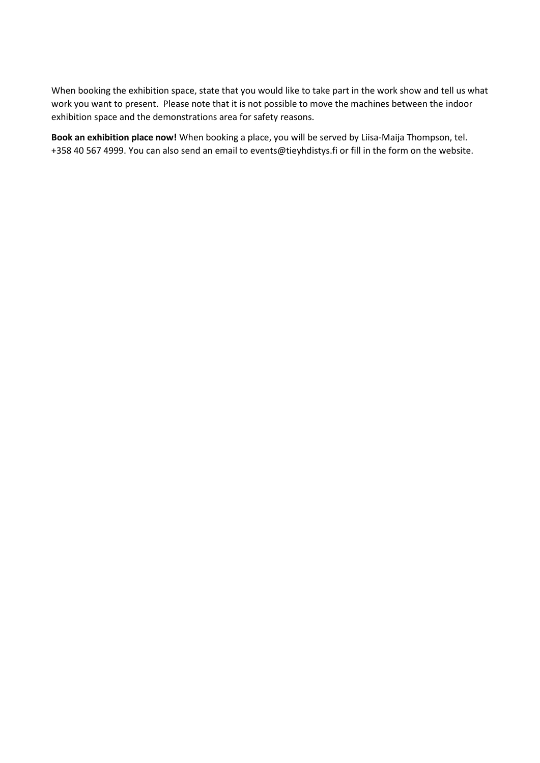When booking the exhibition space, state that you would like to take part in the work show and tell us what work you want to present. Please note that it is not possible to move the machines between the indoor exhibition space and the demonstrations area for safety reasons.

**Book an exhibition place now!** When booking a place, you will be served by Liisa-Maija Thompson, tel. +358 40 567 4999. You can also send an email to events@tieyhdistys.fi or fill in the form on the website.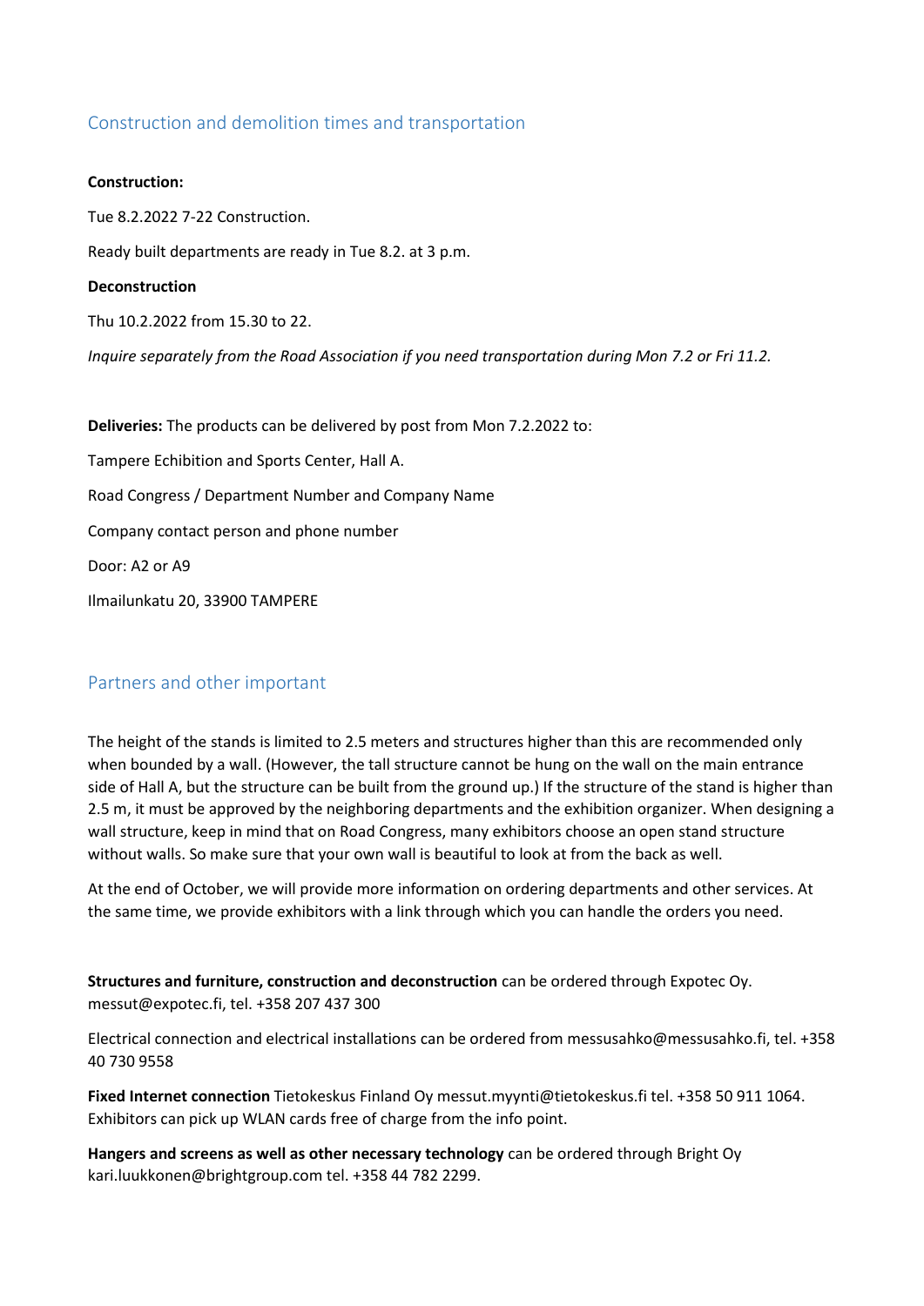## Construction and demolition times and transportation

**Construction:**

Tue 8.2.2022 7-22 Construction.

Ready built departments are ready in Tue 8.2. at 3 p.m.

**Deconstruction**

Thu 10.2.2022 from 15.30 to 22.

*Inquire separately from the Road Association if you need transportation during Mon 7.2 or Fri 11.2.*

**Deliveries:** The products can be delivered by post from Mon 7.2.2022 to:

Tampere Echibition and Sports Center, Hall A.

Road Congress / Department Number and Company Name

Company contact person and phone number

Door: A2 or A9

Ilmailunkatu 20, 33900 TAMPERE

## Partners and other important

The height of the stands is limited to 2.5 meters and structures higher than this are recommended only when bounded by a wall. (However, the tall structure cannot be hung on the wall on the main entrance side of Hall A, but the structure can be built from the ground up.) If the structure of the stand is higher than 2.5 m, it must be approved by the neighboring departments and the exhibition organizer. When designing a wall structure, keep in mind that on Road Congress, many exhibitors choose an open stand structure without walls. So make sure that your own wall is beautiful to look at from the back as well.

At the end of October, we will provide more information on ordering departments and other services. At the same time, we provide exhibitors with a link through which you can handle the orders you need.

**Structures and furniture, construction and deconstruction** can be ordered through Expotec Oy. messut@expotec.fi, tel. +358 207 437 300

Electrical connection and electrical installations can be ordered from messusahko@messusahko.fi, tel. +358 40 730 9558

**Fixed Internet connection** Tietokeskus Finland Oy messut.myynti@tietokeskus.fi tel. +358 50 911 1064. Exhibitors can pick up WLAN cards free of charge from the info point.

**Hangers and screens as well as other necessary technology** can be ordered through Bright Oy kari.luukkonen@brightgroup.com tel. +358 44 782 2299.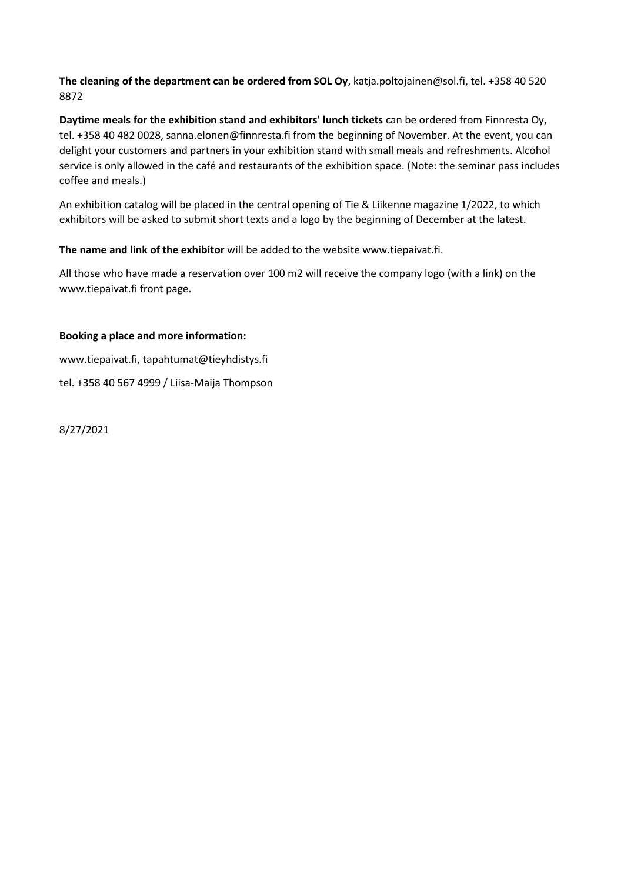**The cleaning of the department can be ordered from SOL Oy**, katja.poltojainen@sol.fi, tel. +358 40 520 8872

**Daytime meals for the exhibition stand and exhibitors' lunch tickets** can be ordered from Finnresta Oy, tel. +358 40 482 0028, sanna.elonen@finnresta.fi from the beginning of November. At the event, you can delight your customers and partners in your exhibition stand with small meals and refreshments. Alcohol service is only allowed in the café and restaurants of the exhibition space. (Note: the seminar pass includes coffee and meals.)

An exhibition catalog will be placed in the central opening of Tie & Liikenne magazine 1/2022, to which exhibitors will be asked to submit short texts and a logo by the beginning of December at the latest.

**The name and link of the exhibitor** will be added to the website www.tiepaivat.fi.

All those who have made a reservation over 100 m2 will receive the company logo (with a link) on the www.tiepaivat.fi front page.

**Booking a place and more information:**

www.tiepaivat.fi, tapahtumat@tieyhdistys.fi

tel. +358 40 567 4999 / Liisa-Maija Thompson

8/27/2021